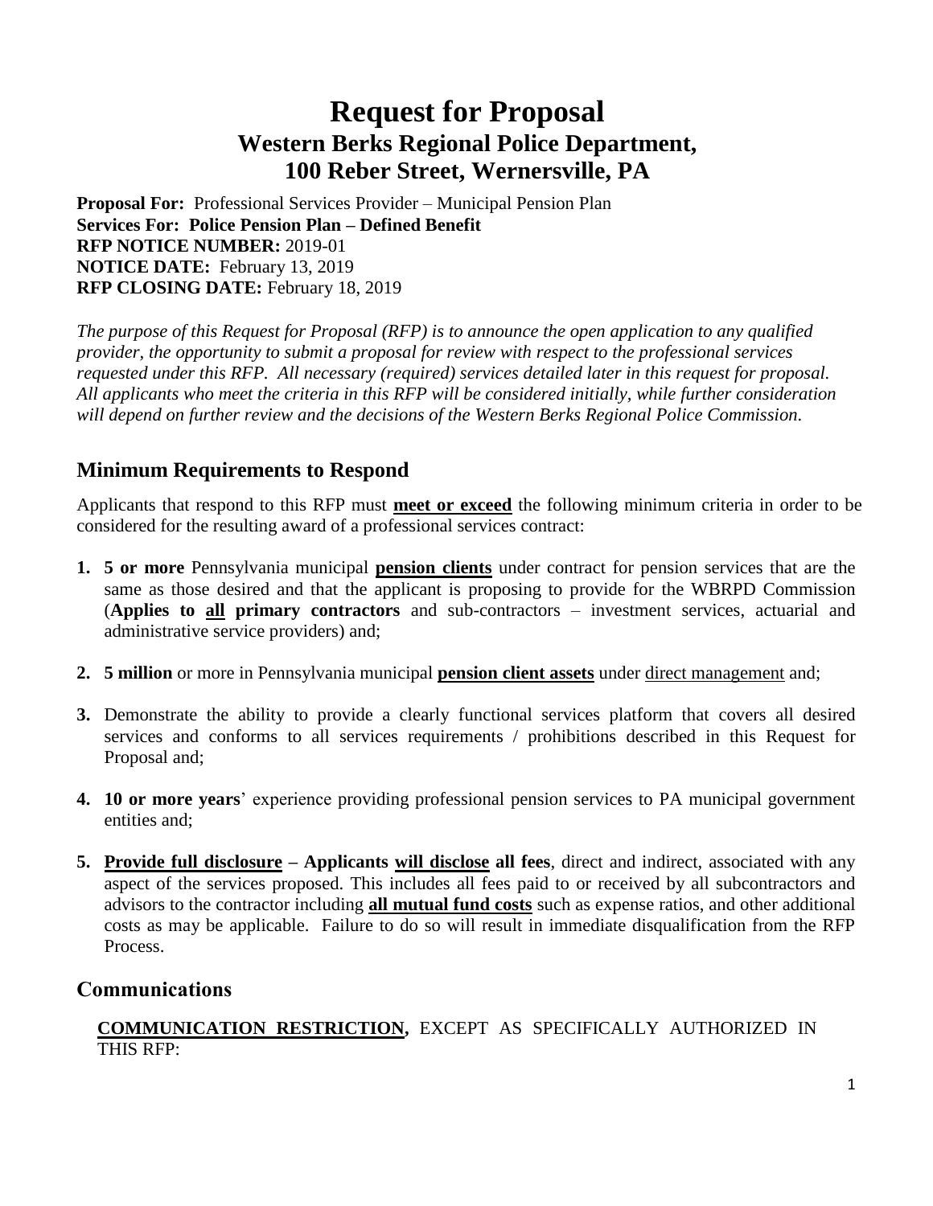# Request for Proposal

## Western Berks Regional Police Department, 100 Reber Street, Wernersville, PA

**Proposal For:** Professional Services Provider – Municipal Pension Plan
**Services For: Police Pension Plan – Defined Benefit**
**RFP NOTICE NUMBER:** 2019-01
**NOTICE DATE:** February 13, 2019
**RFP CLOSING DATE:** February 18, 2019

*The purpose of this Request for Proposal (RFP) is to announce the open application to any qualified provider, the opportunity to submit a proposal for review with respect to the professional services requested under this RFP. All necessary (required) services detailed later in this request for proposal. All applicants who meet the criteria in this RFP will be considered initially, while further consideration will depend on further review and the decisions of the Western Berks Regional Police Commission.*

## Minimum Requirements to Respond

Applicants that respond to this RFP must **meet or exceed** the following minimum criteria in order to be considered for the resulting award of a professional services contract:

1. **5 or more** Pennsylvania municipal **pension clients** under contract for pension services that are the same as those desired and that the applicant is proposing to provide for the WBRPD Commission (**Applies to all primary contractors** and sub-contractors – investment services, actuarial and administrative service providers) and;

2. **5 million** or more in Pennsylvania municipal **pension client assets** under direct management and;

3. Demonstrate the ability to provide a clearly functional services platform that covers all desired services and conforms to all services requirements / prohibitions described in this Request for Proposal and;

4. **10 or more years**' experience providing professional pension services to PA municipal government entities and;

5. **Provide full disclosure – Applicants will disclose all fees**, direct and indirect, associated with any aspect of the services proposed. This includes all fees paid to or received by all subcontractors and advisors to the contractor including **all mutual fund costs** such as expense ratios, and other additional costs as may be applicable. Failure to do so will result in immediate disqualification from the RFP Process.

## Communications

**COMMUNICATION RESTRICTION,** EXCEPT AS SPECIFICALLY AUTHORIZED IN THIS RFP: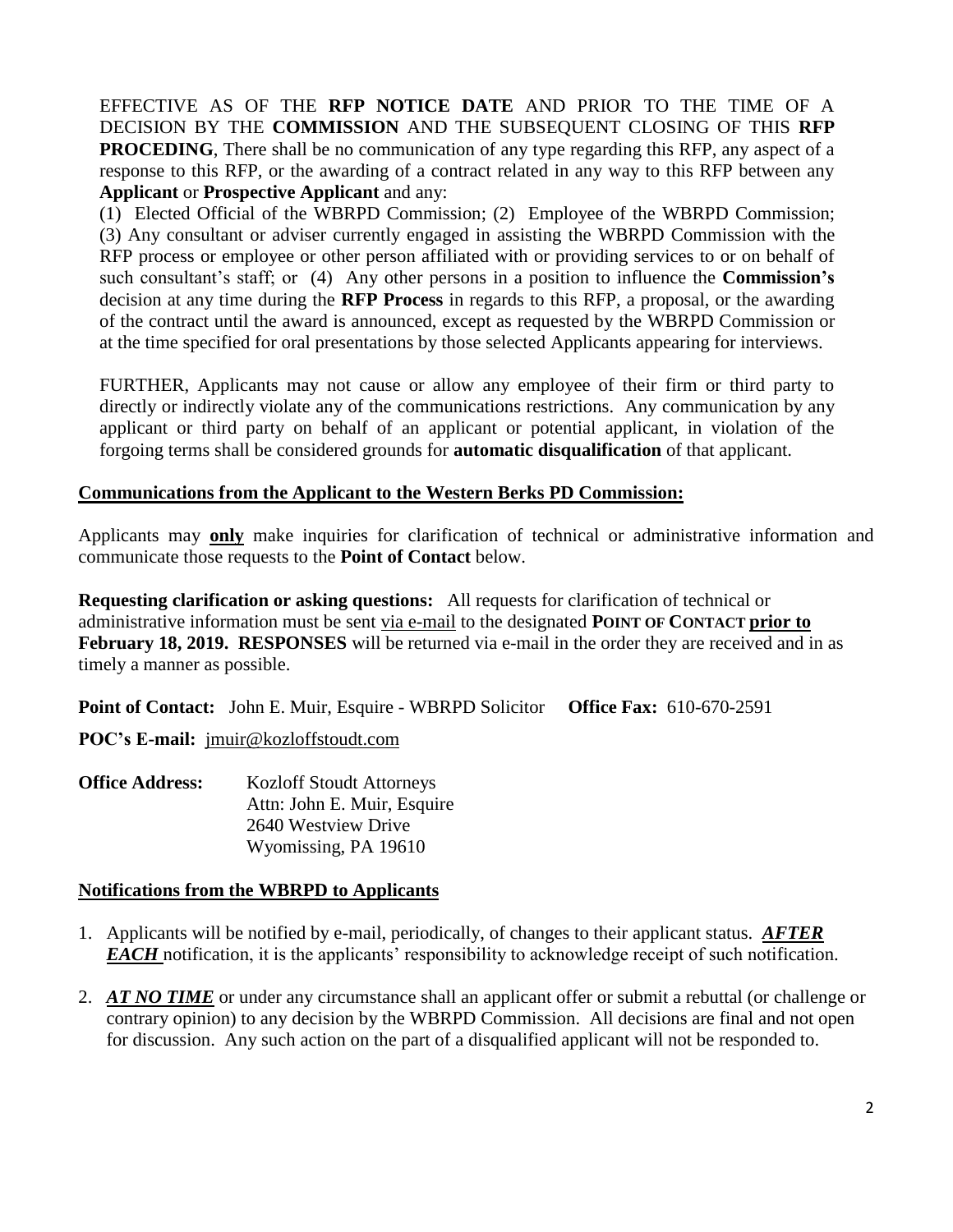EFFECTIVE AS OF THE **RFP NOTICE DATE** AND PRIOR TO THE TIME OF A DECISION BY THE **COMMISSION** AND THE SUBSEQUENT CLOSING OF THIS **RFP PROCEDING**, There shall be no communication of any type regarding this RFP, any aspect of a response to this RFP, or the awarding of a contract related in any way to this RFP between any **Applicant** or **Prospective Applicant** and any:

(1) Elected Official of the WBRPD Commission; (2) Employee of the WBRPD Commission; (3) Any consultant or adviser currently engaged in assisting the WBRPD Commission with the RFP process or employee or other person affiliated with or providing services to or on behalf of such consultant's staff; or (4) Any other persons in a position to influence the **Commission's** decision at any time during the **RFP Process** in regards to this RFP, a proposal, or the awarding of the contract until the award is announced, except as requested by the WBRPD Commission or at the time specified for oral presentations by those selected Applicants appearing for interviews.

FURTHER, Applicants may not cause or allow any employee of their firm or third party to directly or indirectly violate any of the communications restrictions. Any communication by any applicant or third party on behalf of an applicant or potential applicant, in violation of the forgoing terms shall be considered grounds for **automatic disqualification** of that applicant.

## Communications from the Applicant to the Western Berks PD Commission:

Applicants may **only** make inquiries for clarification of technical or administrative information and communicate those requests to the **Point of Contact** below.

**Requesting clarification or asking questions:** All requests for clarification of technical or administrative information must be sent via e-mail to the designated **POINT OF CONTACT prior to February 18, 2019. RESPONSES** will be returned via e-mail in the order they are received and in as timely a manner as possible.

**Point of Contact:** John E. Muir, Esquire - WBRPD Solicitor **Office Fax:** 610-670-2591

**POC's E-mail:** jmuir@kozloffstoudt.com

**Office Address:** Kozloff Stoudt Attorneys
Attn: John E. Muir, Esquire
2640 Westview Drive
Wyomissing, PA 19610

## Notifications from the WBRPD to Applicants

1. Applicants will be notified by e-mail, periodically, of changes to their applicant status. ***AFTER EACH*** notification, it is the applicants' responsibility to acknowledge receipt of such notification.
2. ***AT NO TIME*** or under any circumstance shall an applicant offer or submit a rebuttal (or challenge or contrary opinion) to any decision by the WBRPD Commission. All decisions are final and not open for discussion. Any such action on the part of a disqualified applicant will not be responded to.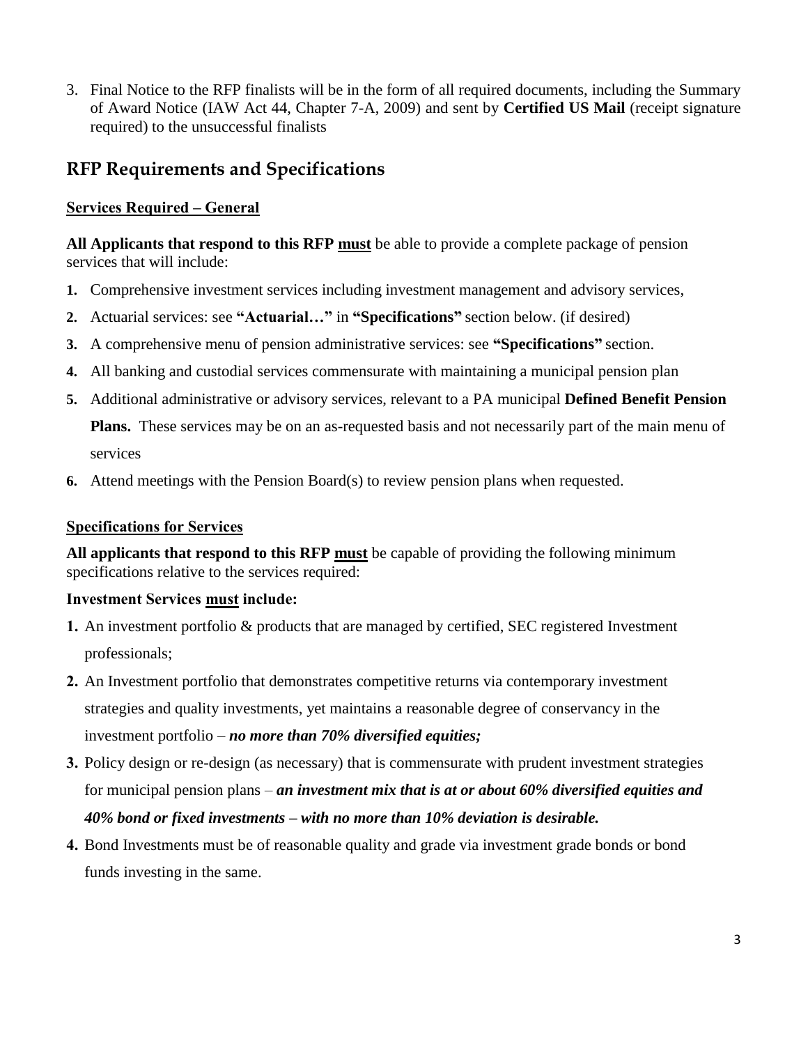3. Final Notice to the RFP finalists will be in the form of all required documents, including the Summary of Award Notice (IAW Act 44, Chapter 7-A, 2009) and sent by **Certified US Mail** (receipt signature required) to the unsuccessful finalists

## RFP Requirements and Specifications

### <u>Services Required – General</u>

**All Applicants that respond to this RFP <u>must</u>** be able to provide a complete package of pension services that will include:

1. Comprehensive investment services including investment management and advisory services,
2. Actuarial services: see **"Actuarial…"** in **"Specifications"** section below. (if desired)
3. A comprehensive menu of pension administrative services: see **"Specifications"** section.
4. All banking and custodial services commensurate with maintaining a municipal pension plan
5. Additional administrative or advisory services, relevant to a PA municipal **Defined Benefit Pension Plans.** These services may be on an as-requested basis and not necessarily part of the main menu of services
6. Attend meetings with the Pension Board(s) to review pension plans when requested.

### <u>Specifications for Services</u>

**All applicants that respond to this RFP <u>must</u>** be capable of providing the following minimum specifications relative to the services required:

**Investment Services <u>must</u> include:**

1. An investment portfolio & products that are managed by certified, SEC registered Investment professionals;
2. An Investment portfolio that demonstrates competitive returns via contemporary investment strategies and quality investments, yet maintains a reasonable degree of conservancy in the investment portfolio – ***no more than 70% diversified equities;***
3. Policy design or re-design (as necessary) that is commensurate with prudent investment strategies for municipal pension plans – ***an investment mix that is at or about 60% diversified equities and 40% bond or fixed investments – with no more than 10% deviation is desirable.***
4. Bond Investments must be of reasonable quality and grade via investment grade bonds or bond funds investing in the same.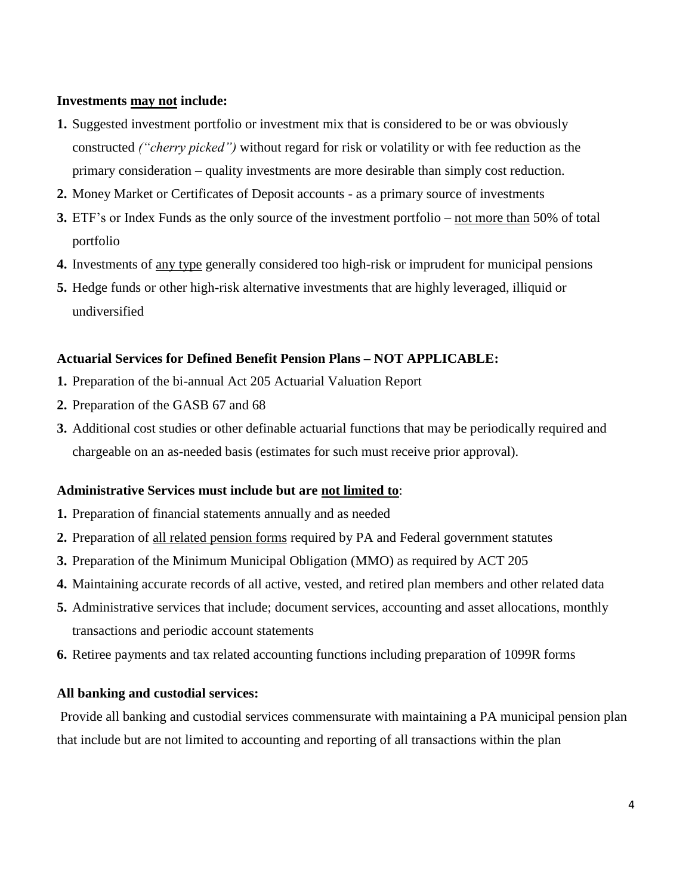**Investments <u>may not</u> include:**

1. Suggested investment portfolio or investment mix that is considered to be or was obviously constructed *("cherry picked")* without regard for risk or volatility or with fee reduction as the primary consideration – quality investments are more desirable than simply cost reduction.
2. Money Market or Certificates of Deposit accounts - as a primary source of investments
3. ETF's or Index Funds as the only source of the investment portfolio – <u>not more than</u> 50% of total portfolio
4. Investments of <u>any type</u> generally considered too high-risk or imprudent for municipal pensions
5. Hedge funds or other high-risk alternative investments that are highly leveraged, illiquid or undiversified

**Actuarial Services for Defined Benefit Pension Plans – NOT APPLICABLE:**

1. Preparation of the bi-annual Act 205 Actuarial Valuation Report
2. Preparation of the GASB 67 and 68
3. Additional cost studies or other definable actuarial functions that may be periodically required and chargeable on an as-needed basis (estimates for such must receive prior approval).

**Administrative Services must include but are <u>not limited to</u>**:

1. Preparation of financial statements annually and as needed
2. Preparation of <u>all related pension forms</u> required by PA and Federal government statutes
3. Preparation of the Minimum Municipal Obligation (MMO) as required by ACT 205
4. Maintaining accurate records of all active, vested, and retired plan members and other related data
5. Administrative services that include; document services, accounting and asset allocations, monthly transactions and periodic account statements
6. Retiree payments and tax related accounting functions including preparation of 1099R forms

**All banking and custodial services:**

Provide all banking and custodial services commensurate with maintaining a PA municipal pension plan that include but are not limited to accounting and reporting of all transactions within the plan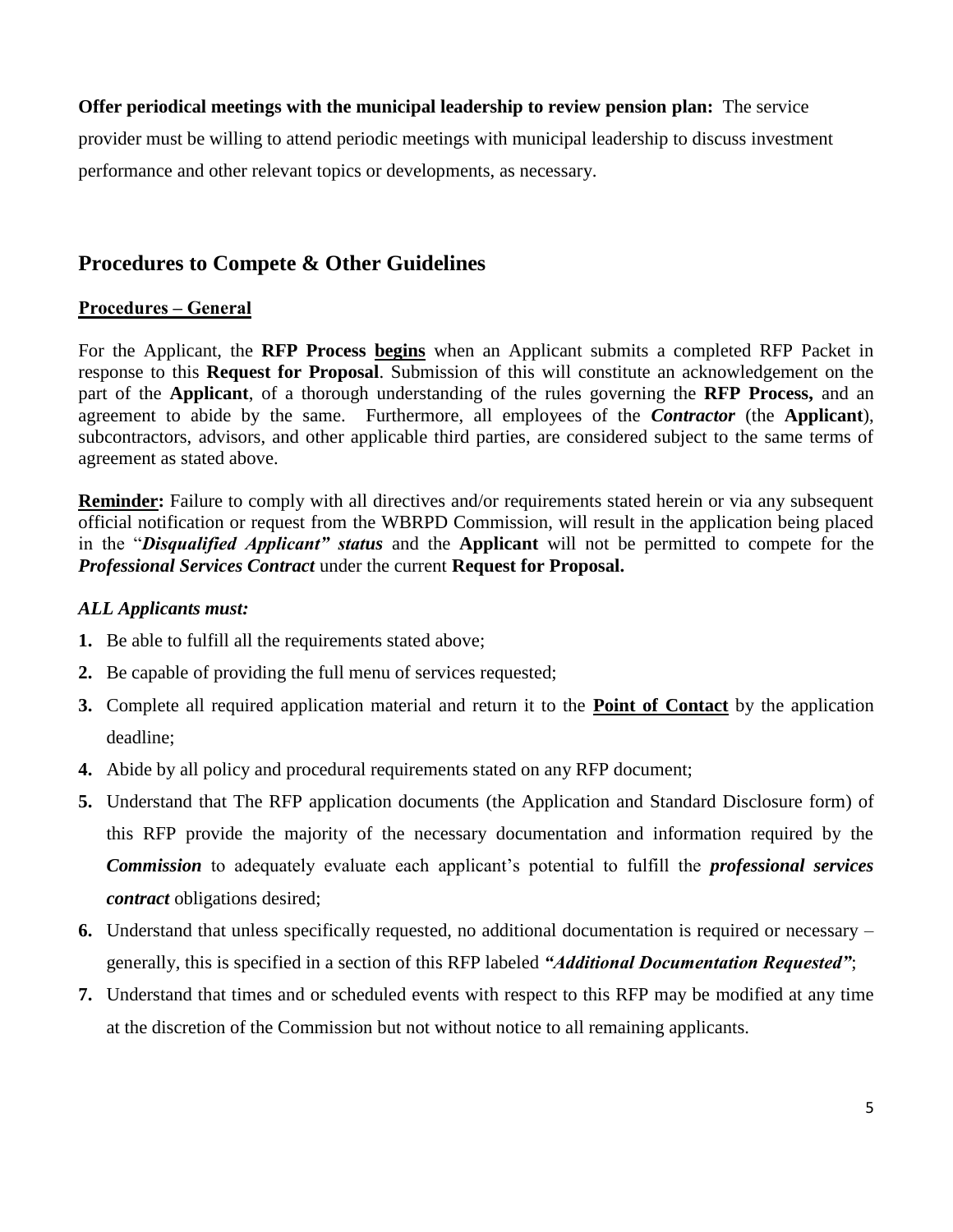**Offer periodical meetings with the municipal leadership to review pension plan:** The service provider must be willing to attend periodic meetings with municipal leadership to discuss investment performance and other relevant topics or developments, as necessary.

## Procedures to Compete & Other Guidelines

### Procedures – General

For the Applicant, the **RFP Process begins** when an Applicant submits a completed RFP Packet in response to this **Request for Proposal**. Submission of this will constitute an acknowledgement on the part of the **Applicant**, of a thorough understanding of the rules governing the **RFP Process,** and an agreement to abide by the same. Furthermore, all employees of the ***Contractor*** (the **Applicant**), subcontractors, advisors, and other applicable third parties, are considered subject to the same terms of agreement as stated above.

**Reminder:** Failure to comply with all directives and/or requirements stated herein or via any subsequent official notification or request from the WBRPD Commission, will result in the application being placed in the "***Disqualified Applicant" status*** and the **Applicant** will not be permitted to compete for the ***Professional Services Contract*** under the current **Request for Proposal.**

***ALL Applicants must:***

1. Be able to fulfill all the requirements stated above;
2. Be capable of providing the full menu of services requested;
3. Complete all required application material and return it to the **Point of Contact** by the application deadline;
4. Abide by all policy and procedural requirements stated on any RFP document;
5. Understand that The RFP application documents (the Application and Standard Disclosure form) of this RFP provide the majority of the necessary documentation and information required by the ***Commission*** to adequately evaluate each applicant's potential to fulfill the ***professional services contract*** obligations desired;
6. Understand that unless specifically requested, no additional documentation is required or necessary – generally, this is specified in a section of this RFP labeled ***"Additional Documentation Requested"***;
7. Understand that times and or scheduled events with respect to this RFP may be modified at any time at the discretion of the Commission but not without notice to all remaining applicants.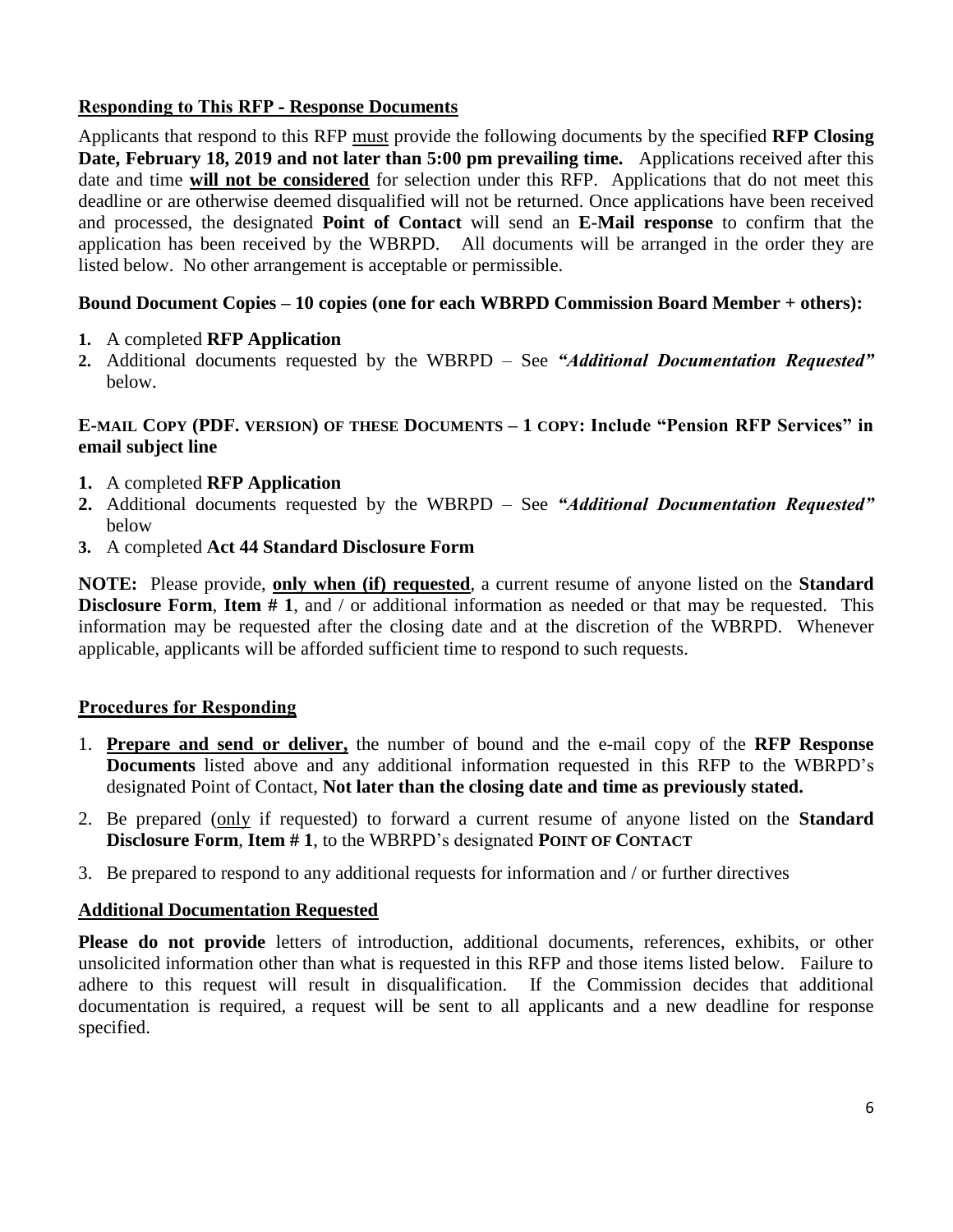## Responding to This RFP - Response Documents

Applicants that respond to this RFP must provide the following documents by the specified **RFP Closing Date, February 18, 2019 and not later than 5:00 pm prevailing time.** Applications received after this date and time **will not be considered** for selection under this RFP. Applications that do not meet this deadline or are otherwise deemed disqualified will not be returned. Once applications have been received and processed, the designated **Point of Contact** will send an **E-Mail response** to confirm that the application has been received by the WBRPD. All documents will be arranged in the order they are listed below. No other arrangement is acceptable or permissible.

**Bound Document Copies – 10 copies (one for each WBRPD Commission Board Member + others):**

1. A completed **RFP Application**
2. Additional documents requested by the WBRPD – See ***"Additional Documentation Requested"*** below.

**E-MAIL COPY (PDF. VERSION) OF THESE DOCUMENTS – 1 COPY: Include "Pension RFP Services" in email subject line**

1. A completed **RFP Application**
2. Additional documents requested by the WBRPD – See ***"Additional Documentation Requested"*** below
3. A completed **Act 44 Standard Disclosure Form**

**NOTE:** Please provide, **only when (if) requested**, a current resume of anyone listed on the **Standard Disclosure Form**, **Item # 1**, and / or additional information as needed or that may be requested. This information may be requested after the closing date and at the discretion of the WBRPD. Whenever applicable, applicants will be afforded sufficient time to respond to such requests.

## Procedures for Responding

1. **Prepare and send or deliver,** the number of bound and the e-mail copy of the **RFP Response Documents** listed above and any additional information requested in this RFP to the WBRPD's designated Point of Contact, **Not later than the closing date and time as previously stated.**
2. Be prepared (only if requested) to forward a current resume of anyone listed on the **Standard Disclosure Form**, **Item # 1**, to the WBRPD's designated **POINT OF CONTACT**
3. Be prepared to respond to any additional requests for information and / or further directives

## Additional Documentation Requested

**Please do not provide** letters of introduction, additional documents, references, exhibits, or other unsolicited information other than what is requested in this RFP and those items listed below. Failure to adhere to this request will result in disqualification. If the Commission decides that additional documentation is required, a request will be sent to all applicants and a new deadline for response specified.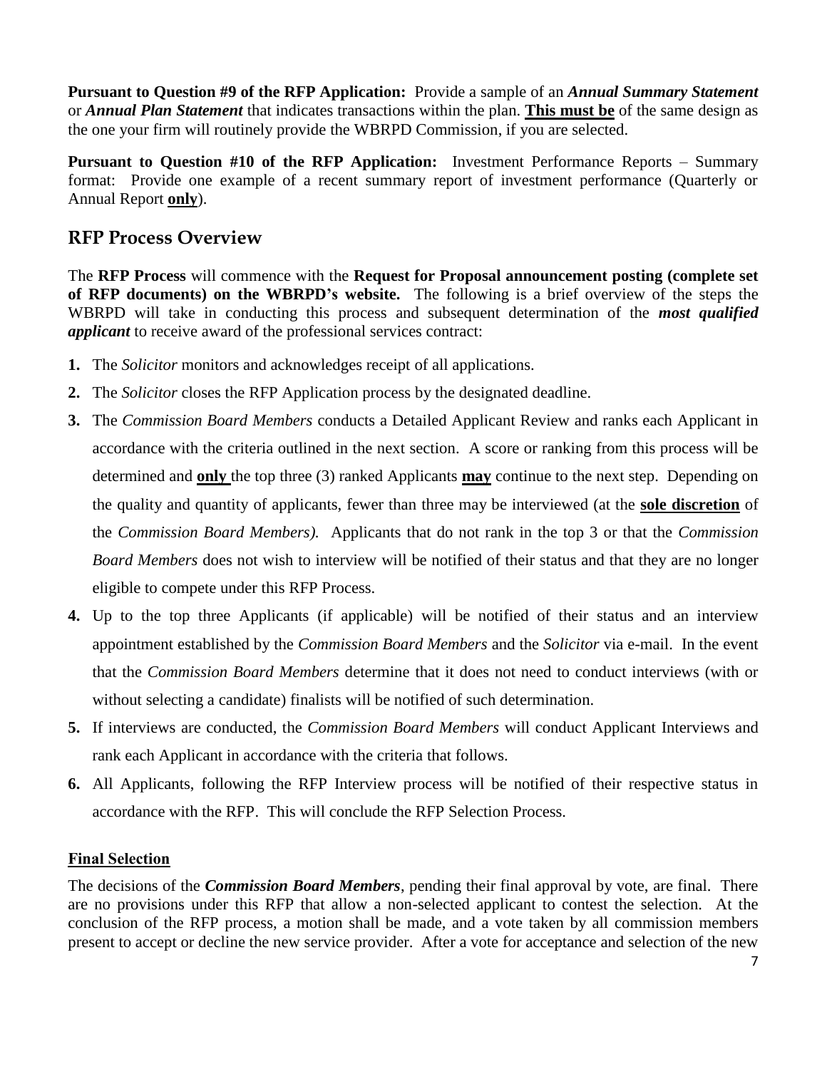**Pursuant to Question #9 of the RFP Application:** Provide a sample of an ***Annual Summary Statement*** or ***Annual Plan Statement*** that indicates transactions within the plan. **<u>This must be</u>** of the same design as the one your firm will routinely provide the WBRPD Commission, if you are selected.

**Pursuant to Question #10 of the RFP Application:** Investment Performance Reports – Summary format: Provide one example of a recent summary report of investment performance (Quarterly or Annual Report **<u>only</u>**).

## RFP Process Overview

The **RFP Process** will commence with the **Request for Proposal announcement posting (complete set of RFP documents) on the WBRPD's website.** The following is a brief overview of the steps the WBRPD will take in conducting this process and subsequent determination of the ***most qualified applicant*** to receive award of the professional services contract:

1. The *Solicitor* monitors and acknowledges receipt of all applications.
2. The *Solicitor* closes the RFP Application process by the designated deadline.
3. The *Commission Board Members* conducts a Detailed Applicant Review and ranks each Applicant in accordance with the criteria outlined in the next section. A score or ranking from this process will be determined and **<u>only</u>** the top three (3) ranked Applicants **<u>may</u>** continue to the next step. Depending on the quality and quantity of applicants, fewer than three may be interviewed (at the **<u>sole discretion</u>** of the *Commission Board Members).* Applicants that do not rank in the top 3 or that the *Commission Board Members* does not wish to interview will be notified of their status and that they are no longer eligible to compete under this RFP Process.
4. Up to the top three Applicants (if applicable) will be notified of their status and an interview appointment established by the *Commission Board Members* and the *Solicitor* via e-mail. In the event that the *Commission Board Members* determine that it does not need to conduct interviews (with or without selecting a candidate) finalists will be notified of such determination.
5. If interviews are conducted, the *Commission Board Members* will conduct Applicant Interviews and rank each Applicant in accordance with the criteria that follows.
6. All Applicants, following the RFP Interview process will be notified of their respective status in accordance with the RFP. This will conclude the RFP Selection Process.

**<u>Final Selection</u>**

The decisions of the ***Commission Board Members***, pending their final approval by vote, are final. There are no provisions under this RFP that allow a non-selected applicant to contest the selection. At the conclusion of the RFP process, a motion shall be made, and a vote taken by all commission members present to accept or decline the new service provider. After a vote for acceptance and selection of the new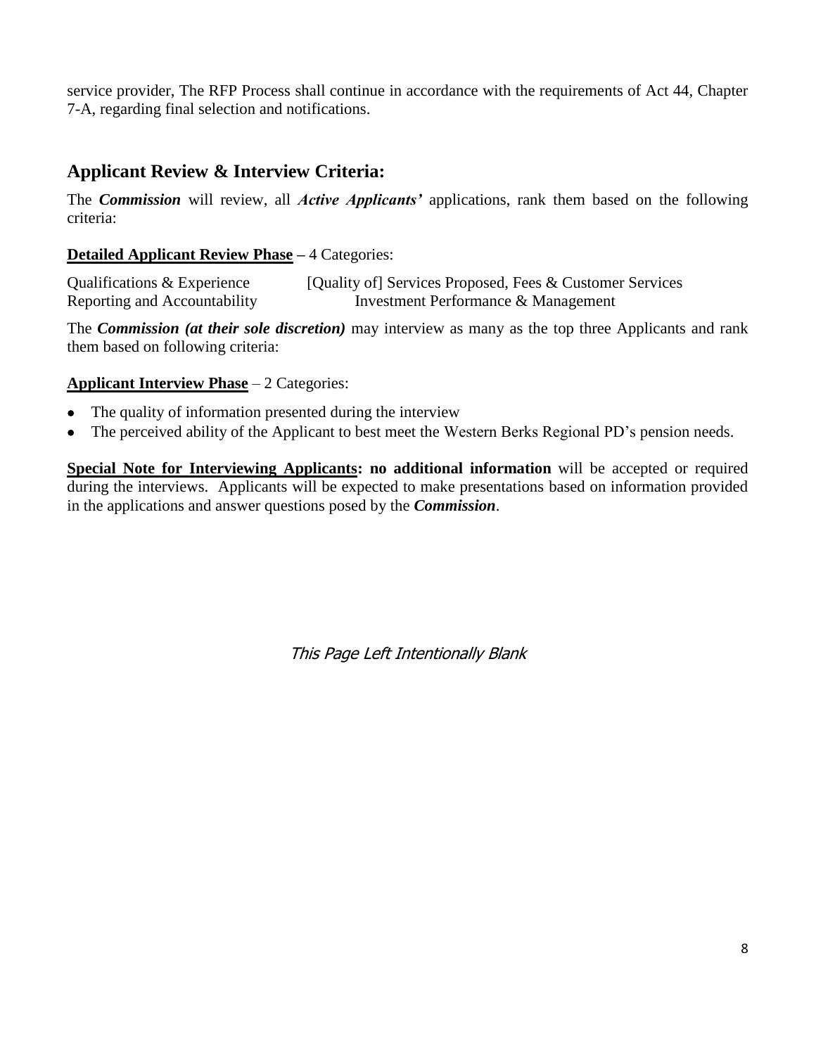service provider, The RFP Process shall continue in accordance with the requirements of Act 44, Chapter 7-A, regarding final selection and notifications.

## Applicant Review & Interview Criteria:

The ***Commission*** will review, all ***Active Applicants'*** applications, rank them based on the following criteria:

**Detailed Applicant Review Phase** – 4 Categories:

Qualifications & Experience [Quality of] Services Proposed, Fees & Customer Services
Reporting and Accountability Investment Performance & Management

The ***Commission (at their sole discretion)*** may interview as many as the top three Applicants and rank them based on following criteria:

**Applicant Interview Phase** – 2 Categories:

- The quality of information presented during the interview
- The perceived ability of the Applicant to best meet the Western Berks Regional PD's pension needs.

**Special Note for Interviewing Applicants: no additional information** will be accepted or required during the interviews. Applicants will be expected to make presentations based on information provided in the applications and answer questions posed by the ***Commission***.

*This Page Left Intentionally Blank*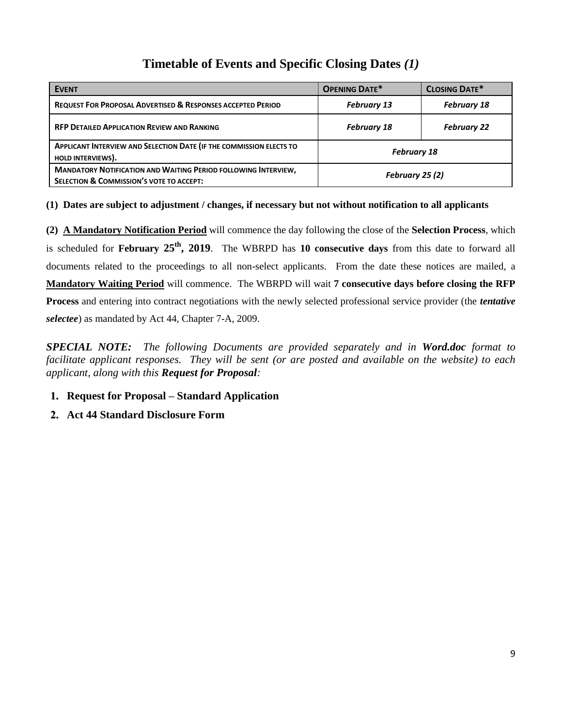# Timetable of Events and Specific Closing Dates *(1)*

| EVENT | OPENING DATE* | CLOSING DATE* |
|---|---|---|
| REQUEST FOR PROPOSAL ADVERTISED & RESPONSES ACCEPTED PERIOD | *February 13* | *February 18* |
| RFP DETAILED APPLICATION REVIEW AND RANKING | *February 18* | *February 22* |
| APPLICANT INTERVIEW AND SELECTION DATE (IF THE COMMISSION ELECTS TO HOLD INTERVIEWS). | *February 18* | |
| MANDATORY NOTIFICATION AND WAITING PERIOD FOLLOWING INTERVIEW, SELECTION & COMMISSION'S VOTE TO ACCEPT: | *February 25 (2)* | |

**(1) Dates are subject to adjustment / changes, if necessary but not without notification to all applicants**

**(2) A Mandatory Notification Period** will commence the day following the close of the **Selection Process**, which is scheduled for **February 25th, 2019**. The WBRPD has **10 consecutive days** from this date to forward all documents related to the proceedings to all non-select applicants. From the date these notices are mailed, a **Mandatory Waiting Period** will commence. The WBRPD will wait **7 consecutive days before closing the RFP Process** and entering into contract negotiations with the newly selected professional service provider (the ***tentative selectee***) as mandated by Act 44, Chapter 7-A, 2009.

***SPECIAL NOTE:*** *The following Documents are provided separately and in **Word.doc** format to facilitate applicant responses. They will be sent (or are posted and available on the website) to each applicant, along with this **Request for Proposal**:*

1. **Request for Proposal – Standard Application**
2. **Act 44 Standard Disclosure Form**